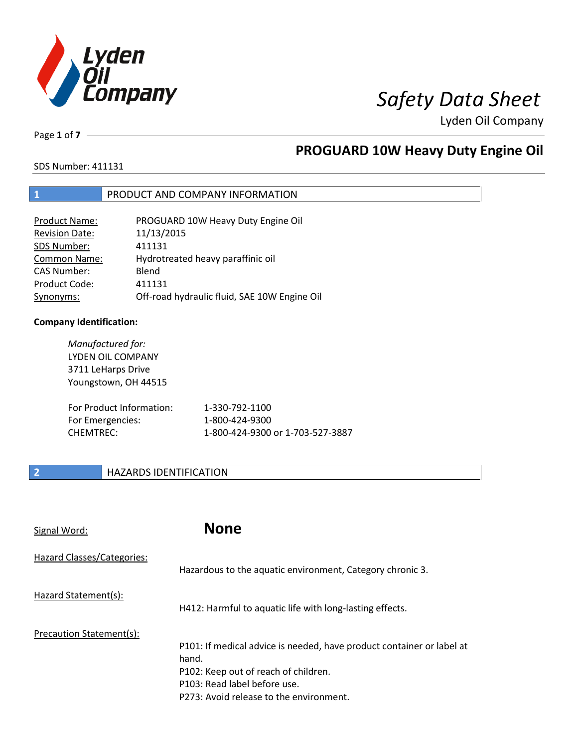# Safety Data Sheet

Lyden Oil Company

## PROGUARD 10W Heavy Duty Engine Oil

SDS Number: 411131

## 1 PRODUCT AND COMPANY INFORMATION

| | |
|---|---|
| Product Name: | PROGUARD 10W Heavy Duty Engine Oil |
| Revision Date: | 11/13/2015 |
| SDS Number: | 411131 |
| Common Name: | Hydrotreated heavy paraffinic oil |
| CAS Number: | Blend |
| Product Code: | 411131 |
| Synonyms: | Off-road hydraulic fluid, SAE 10W Engine Oil |

**Company Identification:**

*Manufactured for:*
LYDEN OIL COMPANY
3711 LeHarps Drive
Youngstown, OH 44515

| | |
|---|---|
| For Product Information: | 1-330-792-1100 |
| For Emergencies: | 1-800-424-9300 |
| CHEMTREC: | 1-800-424-9300 or 1-703-527-3887 |

## 2 HAZARDS IDENTIFICATION

Signal Word: **None**

Hazard Classes/Categories:
Hazardous to the aquatic environment, Category chronic 3.

Hazard Statement(s):
H412: Harmful to aquatic life with long-lasting effects.

Precaution Statement(s):
P101: If medical advice is needed, have product container or label at hand.
P102: Keep out of reach of children.
P103: Read label before use.
P273: Avoid release to the environment.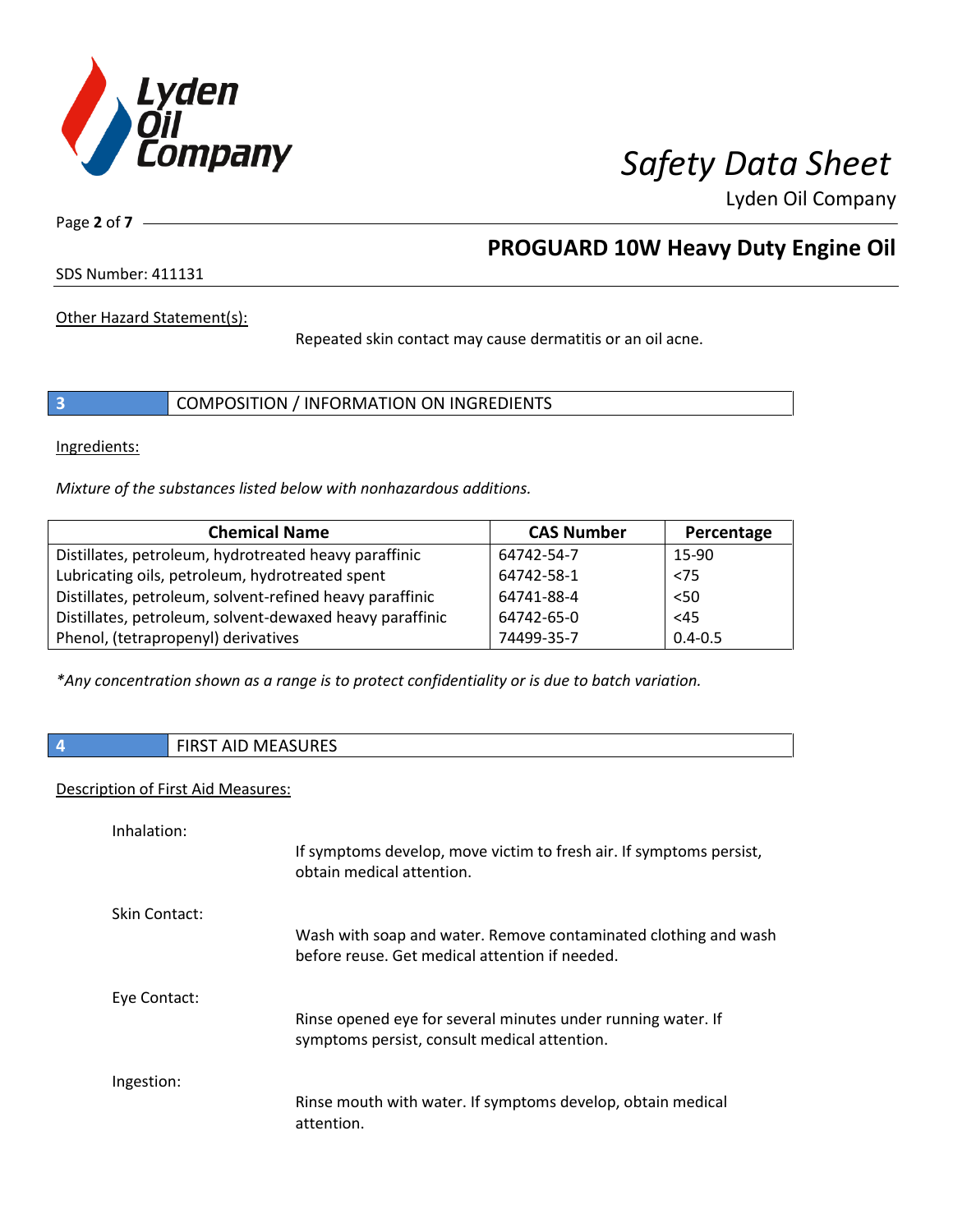Other Hazard Statement(s):

Repeated skin contact may cause dermatitis or an oil acne.

## 3 COMPOSITION / INFORMATION ON INGREDIENTS

Ingredients:

*Mixture of the substances listed below with nonhazardous additions.*

| Chemical Name | CAS Number | Percentage |
|---|---|---|
| Distillates, petroleum, hydrotreated heavy paraffinic | 64742-54-7 | 15-90 |
| Lubricating oils, petroleum, hydrotreated spent | 64742-58-1 | <75 |
| Distillates, petroleum, solvent-refined heavy paraffinic | 64741-88-4 | <50 |
| Distillates, petroleum, solvent-dewaxed heavy paraffinic | 64742-65-0 | <45 |
| Phenol, (tetrapropenyl) derivatives | 74499-35-7 | 0.4-0.5 |

*\*Any concentration shown as a range is to protect confidentiality or is due to batch variation.*

## 4 FIRST AID MEASURES

Description of First Aid Measures:

Inhalation:

If symptoms develop, move victim to fresh air. If symptoms persist, obtain medical attention.

Skin Contact:

Wash with soap and water. Remove contaminated clothing and wash before reuse. Get medical attention if needed.

Eye Contact:

Rinse opened eye for several minutes under running water. If symptoms persist, consult medical attention.

Ingestion:

Rinse mouth with water. If symptoms develop, obtain medical attention.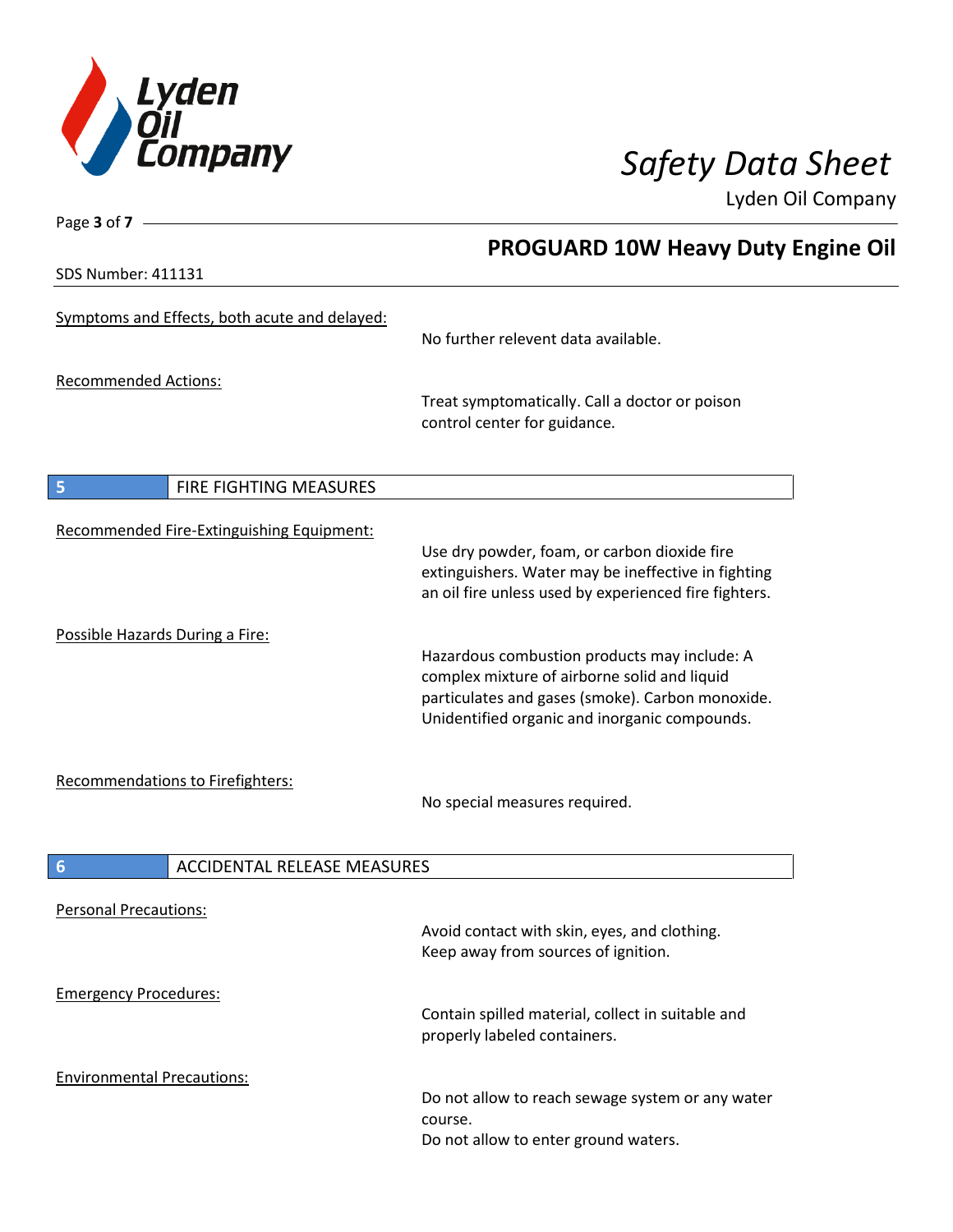Symptoms and Effects, both acute and delayed:

No further relevent data available.

Recommended Actions:

Treat symptomatically. Call a doctor or poison control center for guidance.

## 5 FIRE FIGHTING MEASURES

Recommended Fire-Extinguishing Equipment:

Use dry powder, foam, or carbon dioxide fire extinguishers. Water may be ineffective in fighting an oil fire unless used by experienced fire fighters.

Possible Hazards During a Fire:

Hazardous combustion products may include: A complex mixture of airborne solid and liquid particulates and gases (smoke). Carbon monoxide. Unidentified organic and inorganic compounds.

Recommendations to Firefighters:

No special measures required.

## 6 ACCIDENTAL RELEASE MEASURES

Personal Precautions:

Avoid contact with skin, eyes, and clothing.
Keep away from sources of ignition.

Emergency Procedures:

Contain spilled material, collect in suitable and properly labeled containers.

Environmental Precautions:

Do not allow to reach sewage system or any water course.
Do not allow to enter ground waters.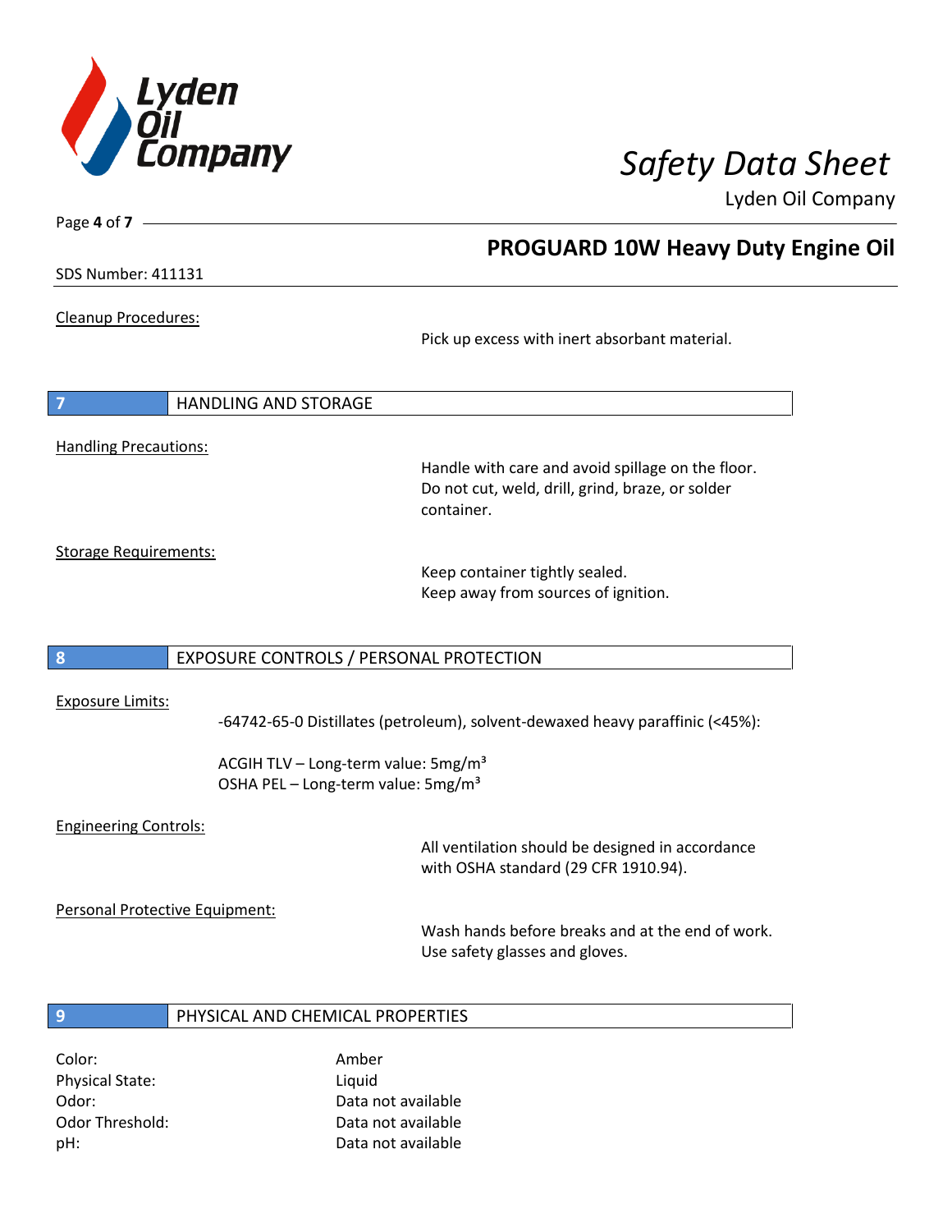Cleanup Procedures:

Pick up excess with inert absorbant material.

## 7 HANDLING AND STORAGE

Handling Precautions:

Handle with care and avoid spillage on the floor. Do not cut, weld, drill, grind, braze, or solder container.

Storage Requirements:

Keep container tightly sealed.
Keep away from sources of ignition.

## 8 EXPOSURE CONTROLS / PERSONAL PROTECTION

Exposure Limits:

-64742-65-0 Distillates (petroleum), solvent-dewaxed heavy paraffinic (<45%):

ACGIH TLV – Long-term value: 5mg/m³
OSHA PEL – Long-term value: 5mg/m³

Engineering Controls:

All ventilation should be designed in accordance with OSHA standard (29 CFR 1910.94).

Personal Protective Equipment:

Wash hands before breaks and at the end of work.
Use safety glasses and gloves.

## 9 PHYSICAL AND CHEMICAL PROPERTIES

| | |
|---|---|
| Color: | Amber |
| Physical State: | Liquid |
| Odor: | Data not available |
| Odor Threshold: | Data not available |
| pH: | Data not available |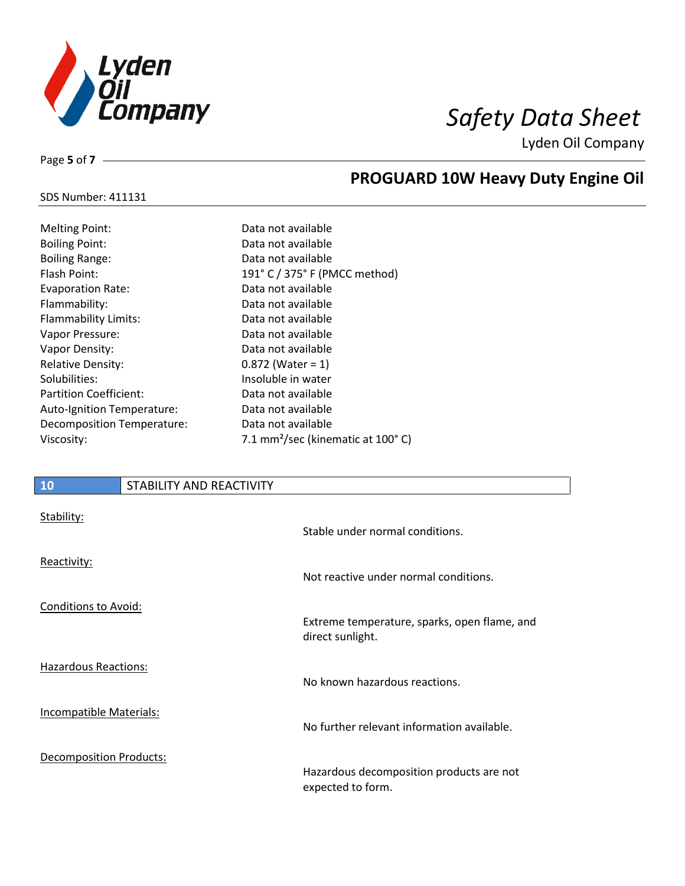| | |
|---|---|
| Melting Point: | Data not available |
| Boiling Point: | Data not available |
| Boiling Range: | Data not available |
| Flash Point: | 191° C / 375° F (PMCC method) |
| Evaporation Rate: | Data not available |
| Flammability: | Data not available |
| Flammability Limits: | Data not available |
| Vapor Pressure: | Data not available |
| Vapor Density: | Data not available |
| Relative Density: | 0.872 (Water = 1) |
| Solubilities: | Insoluble in water |
| Partition Coefficient: | Data not available |
| Auto-Ignition Temperature: | Data not available |
| Decomposition Temperature: | Data not available |
| Viscosity: | 7.1 $mm^2$/sec (kinematic at 100° C) |

## 10 STABILITY AND REACTIVITY

**Stability:**

Stable under normal conditions.

**Reactivity:**

Not reactive under normal conditions.

**Conditions to Avoid:**

Extreme temperature, sparks, open flame, and direct sunlight.

**Hazardous Reactions:**

No known hazardous reactions.

**Incompatible Materials:**

No further relevant information available.

**Decomposition Products:**

Hazardous decomposition products are not expected to form.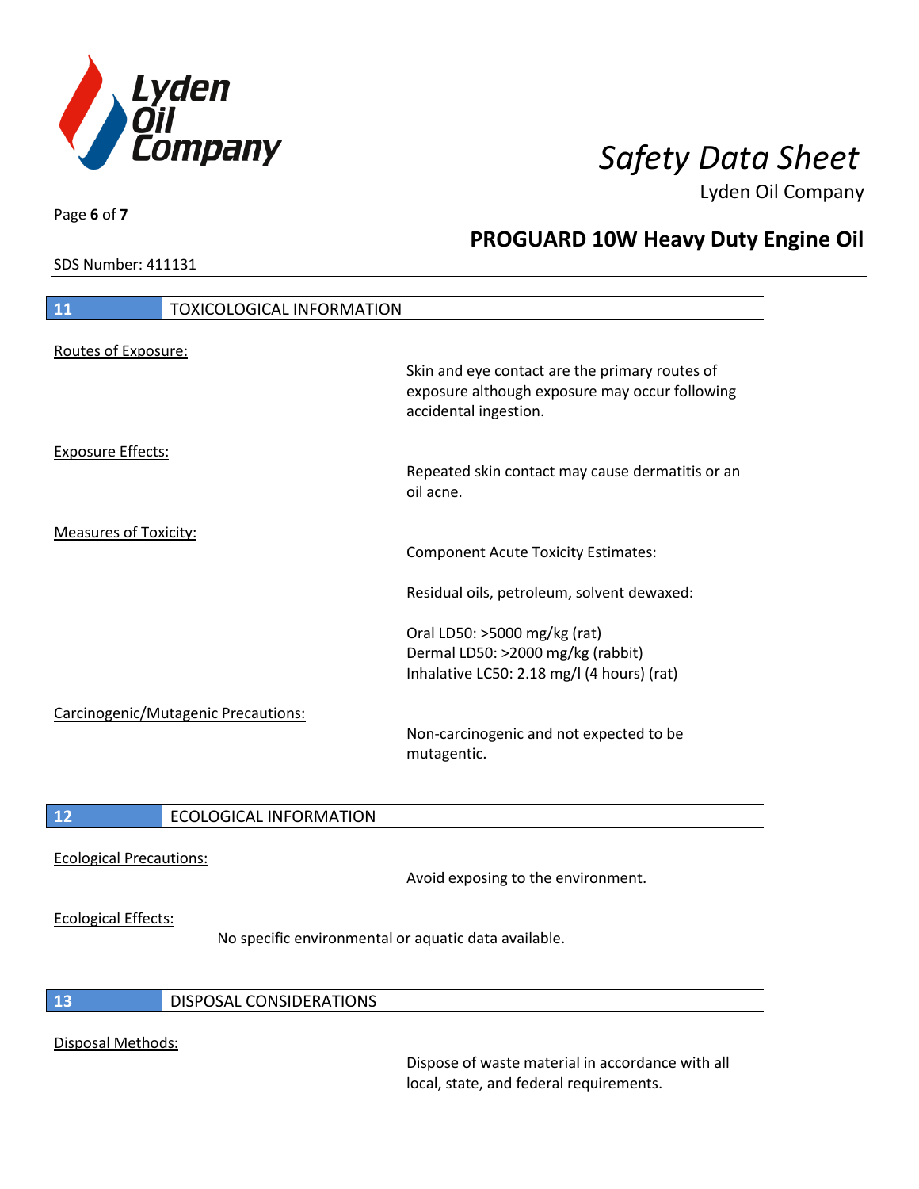## 11 TOXICOLOGICAL INFORMATION

Routes of Exposure:

Skin and eye contact are the primary routes of exposure although exposure may occur following accidental ingestion.

Exposure Effects:

Repeated skin contact may cause dermatitis or an oil acne.

Measures of Toxicity:

Component Acute Toxicity Estimates:

Residual oils, petroleum, solvent dewaxed:

Oral LD50: >5000 mg/kg (rat)
Dermal LD50: >2000 mg/kg (rabbit)
Inhalative LC50: 2.18 mg/l (4 hours) (rat)

Carcinogenic/Mutagenic Precautions:

Non-carcinogenic and not expected to be mutagentic.

## 12 ECOLOGICAL INFORMATION

Ecological Precautions:

Avoid exposing to the environment.

Ecological Effects:

No specific environmental or aquatic data available.

## 13 DISPOSAL CONSIDERATIONS

Disposal Methods:

Dispose of waste material in accordance with all local, state, and federal requirements.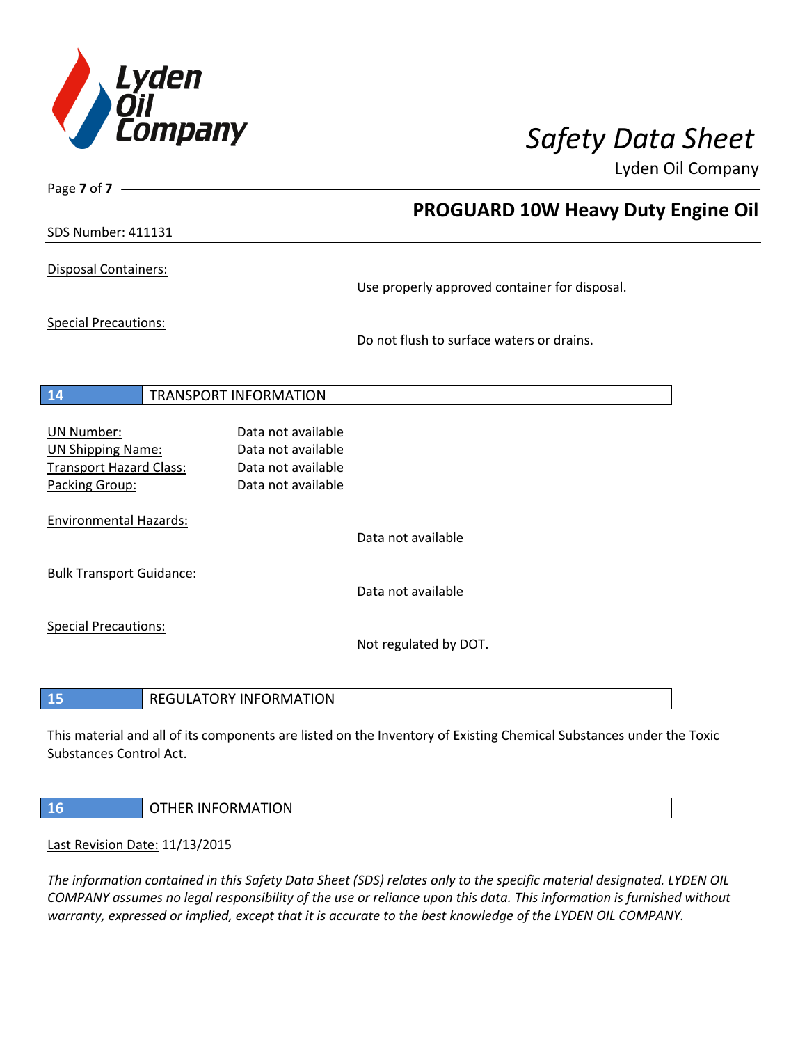Disposal Containers:

Use properly approved container for disposal.

Special Precautions:

Do not flush to surface waters or drains.

## 14 TRANSPORT INFORMATION

| | |
|---|---|
| UN Number: | Data not available |
| UN Shipping Name: | Data not available |
| Transport Hazard Class: | Data not available |
| Packing Group: | Data not available |

Environmental Hazards:

Data not available

Bulk Transport Guidance:

Data not available

Special Precautions:

Not regulated by DOT.

## 15 REGULATORY INFORMATION

This material and all of its components are listed on the Inventory of Existing Chemical Substances under the Toxic Substances Control Act.

## 16 OTHER INFORMATION

Last Revision Date: 11/13/2015

*The information contained in this Safety Data Sheet (SDS) relates only to the specific material designated. LYDEN OIL COMPANY assumes no legal responsibility of the use or reliance upon this data. This information is furnished without warranty, expressed or implied, except that it is accurate to the best knowledge of the LYDEN OIL COMPANY.*